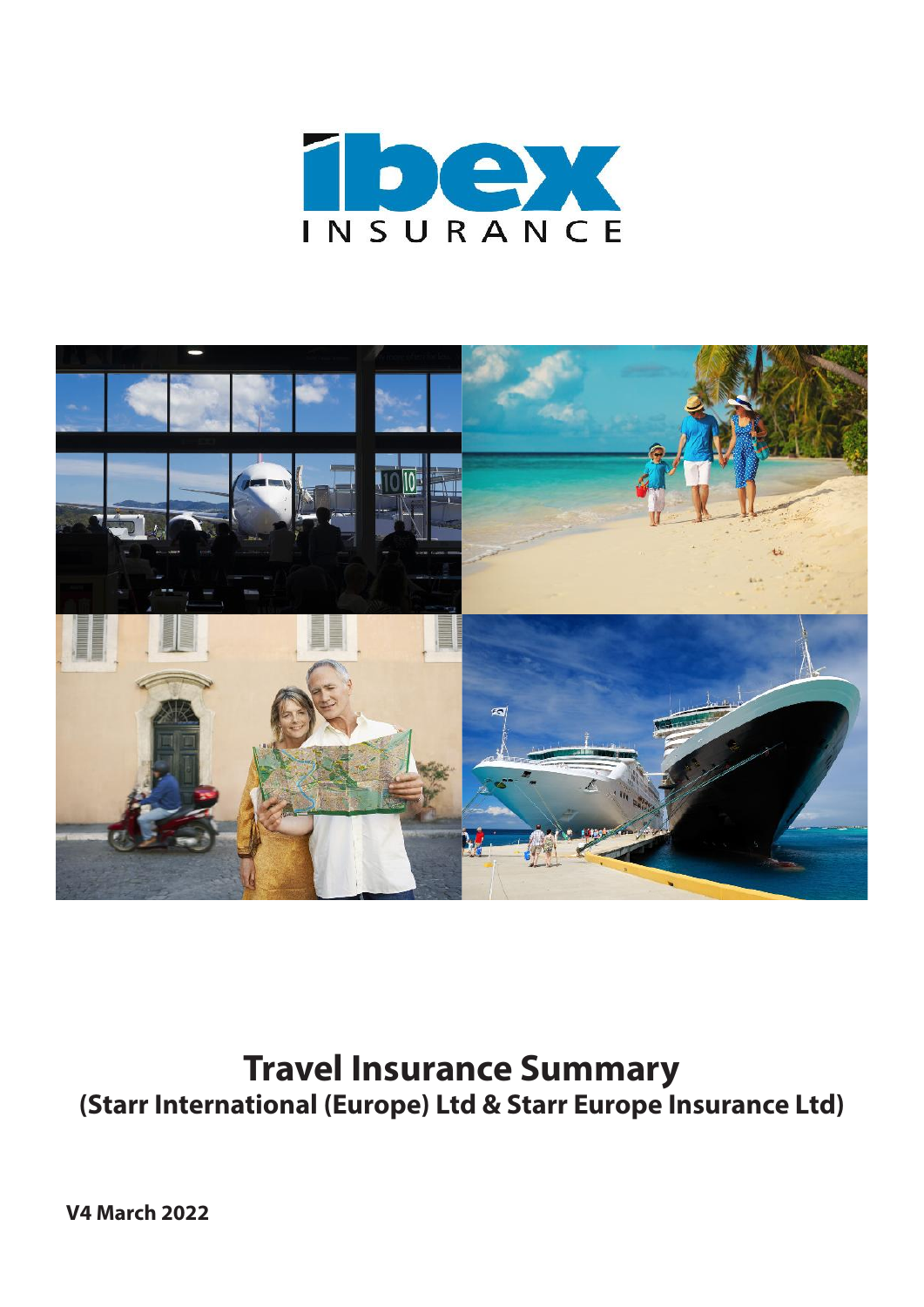ibex INSURANCE

# Travel Insurance Summary

## (Starr International (Europe) Ltd & Starr Europe Insurance Ltd)

**V4 March 2022**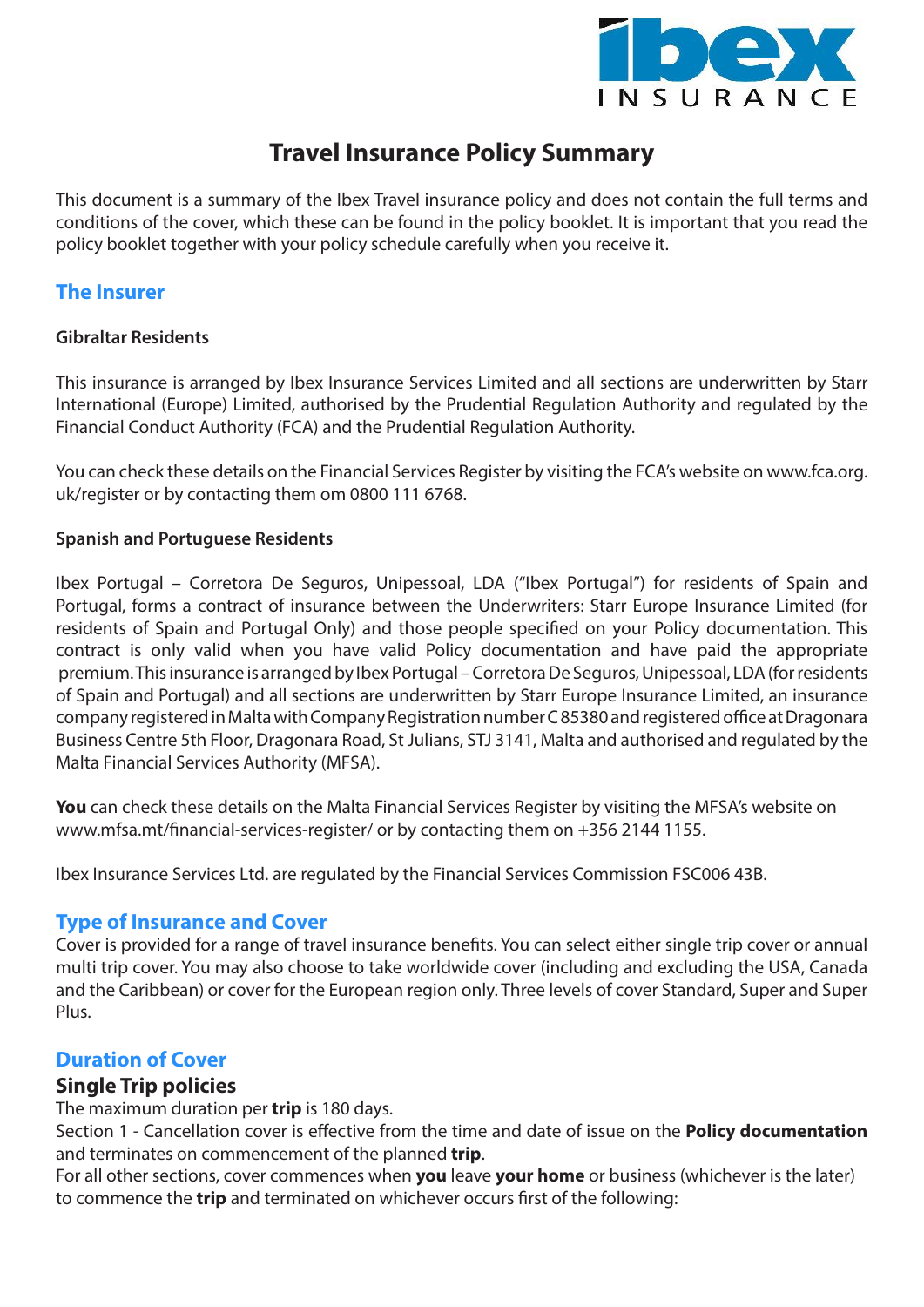# Travel Insurance Policy Summary

This document is a summary of the Ibex Travel insurance policy and does not contain the full terms and conditions of the cover, which these can be found in the policy booklet. It is important that you read the policy booklet together with your policy schedule carefully when you receive it.

## The Insurer

**Gibraltar Residents**

This insurance is arranged by Ibex Insurance Services Limited and all sections are underwritten by Starr International (Europe) Limited, authorised by the Prudential Regulation Authority and regulated by the Financial Conduct Authority (FCA) and the Prudential Regulation Authority.

You can check these details on the Financial Services Register by visiting the FCA's website on www.fca.org.uk/register or by contacting them om 0800 111 6768.

**Spanish and Portuguese Residents**

Ibex Portugal – Corretora De Seguros, Unipessoal, LDA ("Ibex Portugal") for residents of Spain and Portugal, forms a contract of insurance between the Underwriters: Starr Europe Insurance Limited (for residents of Spain and Portugal Only) and those people specified on your Policy documentation. This contract is only valid when you have valid Policy documentation and have paid the appropriate premium. This insurance is arranged by Ibex Portugal – Corretora De Seguros, Unipessoal, LDA (for residents of Spain and Portugal) and all sections are underwritten by Starr Europe Insurance Limited, an insurance company registered in Malta with Company Registration number C 85380 and registered office at Dragonara Business Centre 5th Floor, Dragonara Road, St Julians, STJ 3141, Malta and authorised and regulated by the Malta Financial Services Authority (MFSA).

**You** can check these details on the Malta Financial Services Register by visiting the MFSA's website on www.mfsa.mt/financial-services-register/ or by contacting them on +356 2144 1155.

Ibex Insurance Services Ltd. are regulated by the Financial Services Commission FSC006 43B.

## Type of Insurance and Cover

Cover is provided for a range of travel insurance benefits. You can select either single trip cover or annual multi trip cover. You may also choose to take worldwide cover (including and excluding the USA, Canada and the Caribbean) or cover for the European region only. Three levels of cover Standard, Super and Super Plus.

## Duration of Cover

### Single Trip policies

The maximum duration per **trip** is 180 days.

Section 1 - Cancellation cover is effective from the time and date of issue on the **Policy documentation** and terminates on commencement of the planned **trip**.

For all other sections, cover commences when **you** leave **your home** or business (whichever is the later) to commence the **trip** and terminated on whichever occurs first of the following: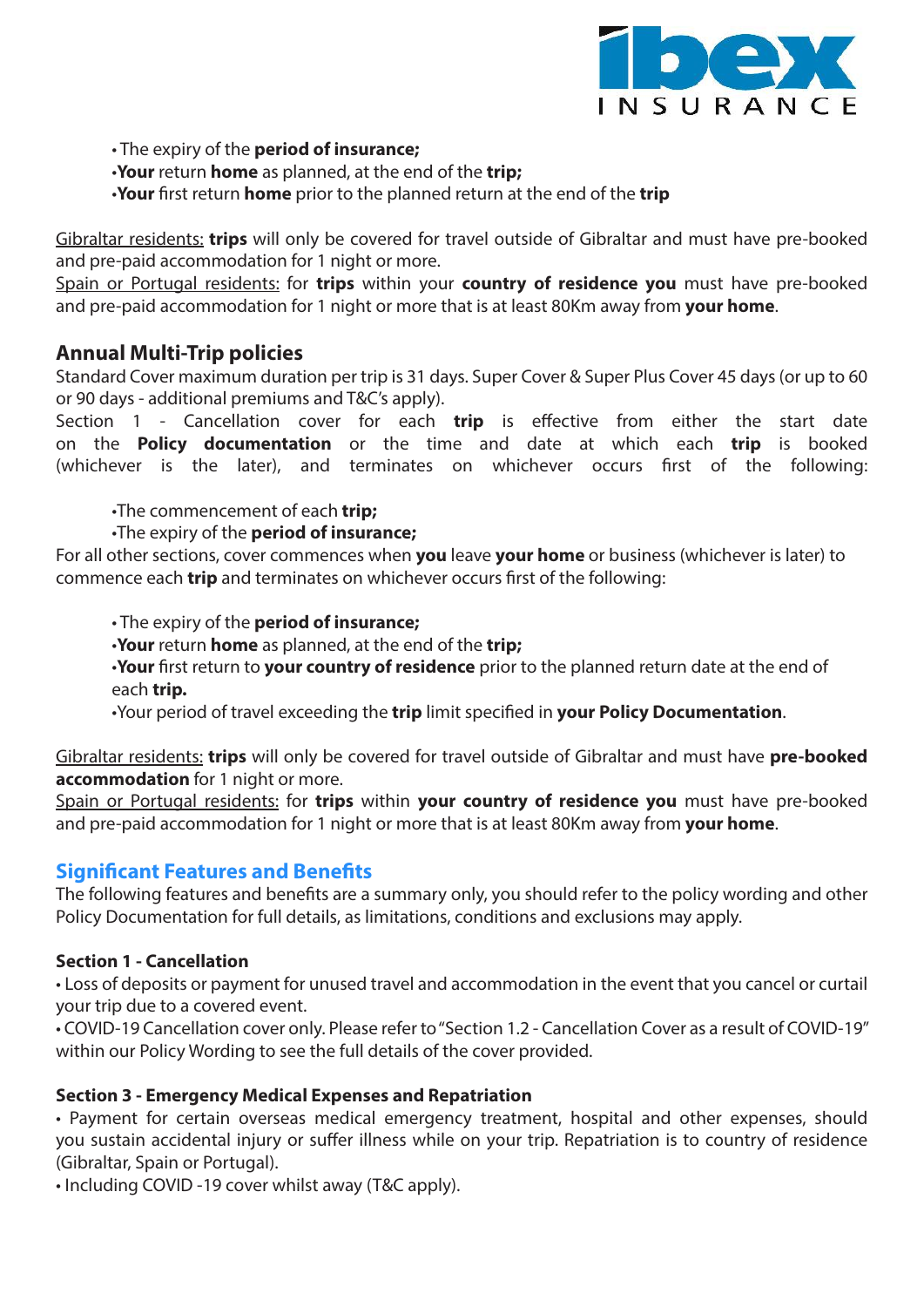- The expiry of the **period of insurance;**
- **Your** return **home** as planned, at the end of the **trip;**
- **Your** first return **home** prior to the planned return at the end of the **trip**

Gibraltar residents: **trips** will only be covered for travel outside of Gibraltar and must have pre-booked and pre-paid accommodation for 1 night or more.
Spain or Portugal residents: for **trips** within your **country of residence you** must have pre-booked and pre-paid accommodation for 1 night or more that is at least 80Km away from **your home**.

## Annual Multi-Trip policies

Standard Cover maximum duration per trip is 31 days. Super Cover & Super Plus Cover 45 days (or up to 60 or 90 days - additional premiums and T&C's apply).
Section 1 - Cancellation cover for each **trip** is effective from either the start date on the **Policy documentation** or the time and date at which each **trip** is booked (whichever is the later), and terminates on whichever occurs first of the following:

- The commencement of each **trip;**
- The expiry of the **period of insurance;**

For all other sections, cover commences when **you** leave **your home** or business (whichever is later) to commence each **trip** and terminates on whichever occurs first of the following:

- The expiry of the **period of insurance;**
- **Your** return **home** as planned, at the end of the **trip;**
- **Your** first return to **your country of residence** prior to the planned return date at the end of each **trip.**
- Your period of travel exceeding the **trip** limit specified in **your Policy Documentation**.

Gibraltar residents: **trips** will only be covered for travel outside of Gibraltar and must have **pre-booked accommodation** for 1 night or more.
Spain or Portugal residents: for **trips** within **your country of residence you** must have pre-booked and pre-paid accommodation for 1 night or more that is at least 80Km away from **your home**.

## Significant Features and Benefits

The following features and benefits are a summary only, you should refer to the policy wording and other Policy Documentation for full details, as limitations, conditions and exclusions may apply.

### Section 1 - Cancellation

- Loss of deposits or payment for unused travel and accommodation in the event that you cancel or curtail your trip due to a covered event.
- COVID-19 Cancellation cover only. Please refer to "Section 1.2 - Cancellation Cover as a result of COVID-19" within our Policy Wording to see the full details of the cover provided.

### Section 3 - Emergency Medical Expenses and Repatriation

- Payment for certain overseas medical emergency treatment, hospital and other expenses, should you sustain accidental injury or suffer illness while on your trip. Repatriation is to country of residence (Gibraltar, Spain or Portugal).
- Including COVID -19 cover whilst away (T&C apply).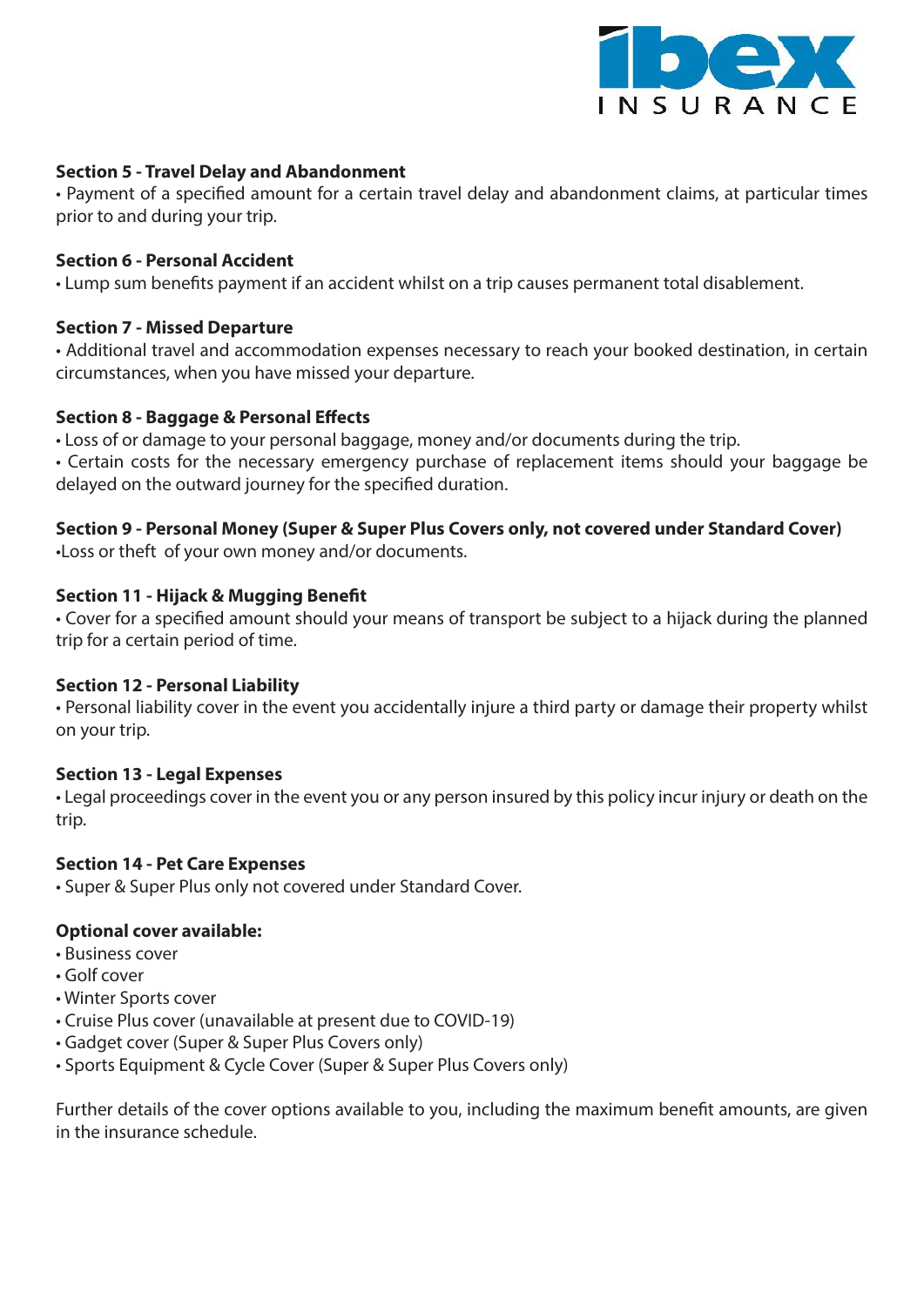**Section 5 - Travel Delay and Abandonment**

• Payment of a specified amount for a certain travel delay and abandonment claims, at particular times prior to and during your trip.

**Section 6 - Personal Accident**

• Lump sum benefits payment if an accident whilst on a trip causes permanent total disablement.

**Section 7 - Missed Departure**

• Additional travel and accommodation expenses necessary to reach your booked destination, in certain circumstances, when you have missed your departure.

**Section 8 - Baggage & Personal Effects**

• Loss of or damage to your personal baggage, money and/or documents during the trip.

• Certain costs for the necessary emergency purchase of replacement items should your baggage be delayed on the outward journey for the specified duration.

**Section 9 - Personal Money (Super & Super Plus Covers only, not covered under Standard Cover)**

•Loss or theft of your own money and/or documents.

**Section 11 - Hijack & Mugging Benefit**

• Cover for a specified amount should your means of transport be subject to a hijack during the planned trip for a certain period of time.

**Section 12 - Personal Liability**

• Personal liability cover in the event you accidentally injure a third party or damage their property whilst on your trip.

**Section 13 - Legal Expenses**

• Legal proceedings cover in the event you or any person insured by this policy incur injury or death on the trip.

**Section 14 - Pet Care Expenses**

• Super & Super Plus only not covered under Standard Cover.

**Optional cover available:**

- Business cover
- Golf cover
- Winter Sports cover
- Cruise Plus cover (unavailable at present due to COVID-19)
- Gadget cover (Super & Super Plus Covers only)
- Sports Equipment & Cycle Cover (Super & Super Plus Covers only)

Further details of the cover options available to you, including the maximum benefit amounts, are given in the insurance schedule.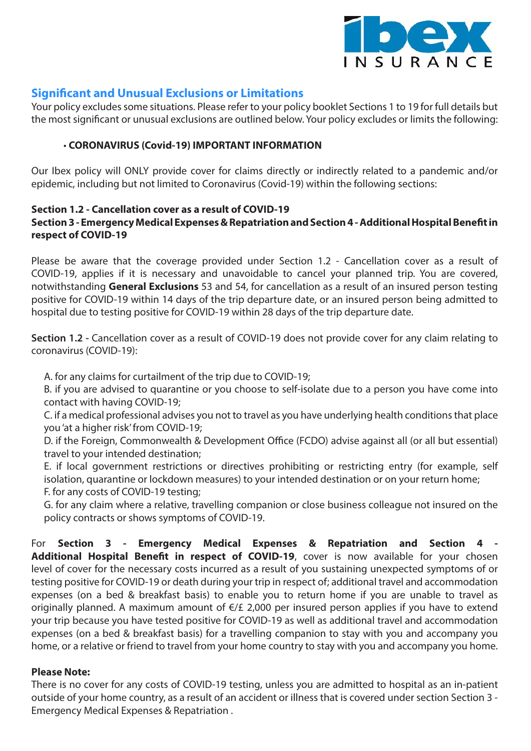## Significant and Unusual Exclusions or Limitations

Your policy excludes some situations. Please refer to your policy booklet Sections 1 to 19 for full details but the most significant or unusual exclusions are outlined below. Your policy excludes or limits the following:

- **CORONAVIRUS (Covid-19) IMPORTANT INFORMATION**

Our Ibex policy will ONLY provide cover for claims directly or indirectly related to a pandemic and/or epidemic, including but not limited to Coronavirus (Covid-19) within the following sections:

**Section 1.2 - Cancellation cover as a result of COVID-19**
**Section 3 - Emergency Medical Expenses & Repatriation and Section 4 - Additional Hospital Benefit in respect of COVID-19**

Please be aware that the coverage provided under Section 1.2 - Cancellation cover as a result of COVID-19, applies if it is necessary and unavoidable to cancel your planned trip. You are covered, notwithstanding **General Exclusions** 53 and 54, for cancellation as a result of an insured person testing positive for COVID-19 within 14 days of the trip departure date, or an insured person being admitted to hospital due to testing positive for COVID-19 within 28 days of the trip departure date.

**Section 1.2 -** Cancellation cover as a result of COVID-19 does not provide cover for any claim relating to coronavirus (COVID-19):

A. for any claims for curtailment of the trip due to COVID-19;
B. if you are advised to quarantine or you choose to self-isolate due to a person you have come into contact with having COVID-19;
C. if a medical professional advises you not to travel as you have underlying health conditions that place you 'at a higher risk' from COVID-19;
D. if the Foreign, Commonwealth & Development Office (FCDO) advise against all (or all but essential) travel to your intended destination;
E. if local government restrictions or directives prohibiting or restricting entry (for example, self isolation, quarantine or lockdown measures) to your intended destination or on your return home;
F. for any costs of COVID-19 testing;
G. for any claim where a relative, travelling companion or close business colleague not insured on the policy contracts or shows symptoms of COVID-19.

For **Section 3 - Emergency Medical Expenses & Repatriation and Section 4 - Additional Hospital Benefit in respect of COVID-19**, cover is now available for your chosen level of cover for the necessary costs incurred as a result of you sustaining unexpected symptoms of or testing positive for COVID-19 or death during your trip in respect of; additional travel and accommodation expenses (on a bed & breakfast basis) to enable you to return home if you are unable to travel as originally planned. A maximum amount of €/£ 2,000 per insured person applies if you have to extend your trip because you have tested positive for COVID-19 as well as additional travel and accommodation expenses (on a bed & breakfast basis) for a travelling companion to stay with you and accompany you home, or a relative or friend to travel from your home country to stay with you and accompany you home.

**Please Note:**
There is no cover for any costs of COVID-19 testing, unless you are admitted to hospital as an in-patient outside of your home country, as a result of an accident or illness that is covered under section Section 3 - Emergency Medical Expenses & Repatriation .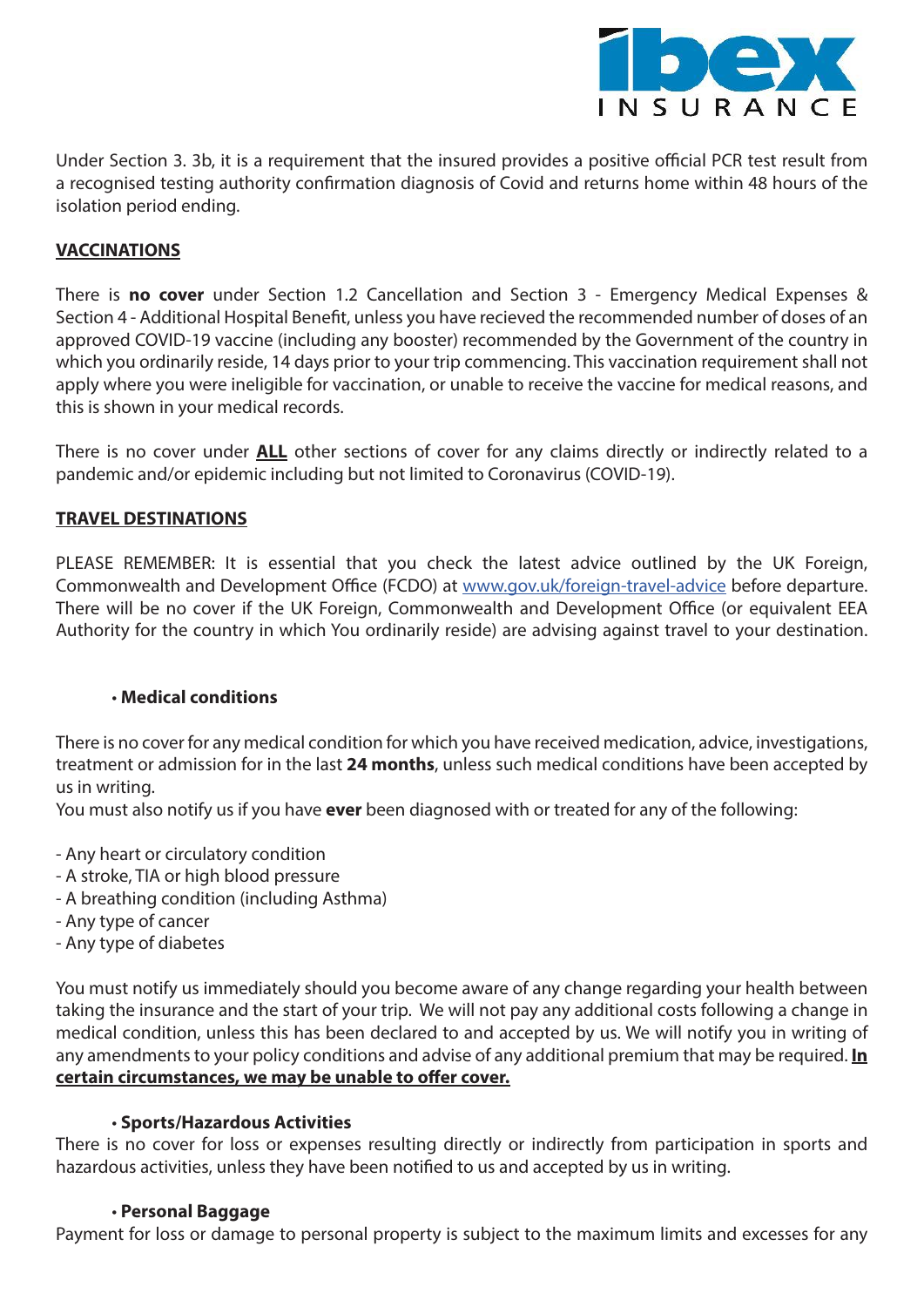Under Section 3. 3b, it is a requirement that the insured provides a positive official PCR test result from a recognised testing authority confirmation diagnosis of Covid and returns home within 48 hours of the isolation period ending.

## VACCINATIONS

There is **no cover** under Section 1.2 Cancellation and Section 3 - Emergency Medical Expenses & Section 4 - Additional Hospital Benefit, unless you have recieved the recommended number of doses of an approved COVID-19 vaccine (including any booster) recommended by the Government of the country in which you ordinarily reside, 14 days prior to your trip commencing. This vaccination requirement shall not apply where you were ineligible for vaccination, or unable to receive the vaccine for medical reasons, and this is shown in your medical records.

There is no cover under **ALL** other sections of cover for any claims directly or indirectly related to a pandemic and/or epidemic including but not limited to Coronavirus (COVID-19).

## TRAVEL DESTINATIONS

PLEASE REMEMBER: It is essential that you check the latest advice outlined by the UK Foreign, Commonwealth and Development Office (FCDO) at [www.gov.uk/foreign-travel-advice](http://www.gov.uk/foreign-travel-advice) before departure. There will be no cover if the UK Foreign, Commonwealth and Development Office (or equivalent EEA Authority for the country in which You ordinarily reside) are advising against travel to your destination.

- **Medical conditions**

There is no cover for any medical condition for which you have received medication, advice, investigations, treatment or admission for in the last **24 months**, unless such medical conditions have been accepted by us in writing.
You must also notify us if you have **ever** been diagnosed with or treated for any of the following:

- Any heart or circulatory condition
- A stroke, TIA or high blood pressure
- A breathing condition (including Asthma)
- Any type of cancer
- Any type of diabetes

You must notify us immediately should you become aware of any change regarding your health between taking the insurance and the start of your trip. We will not pay any additional costs following a change in medical condition, unless this has been declared to and accepted by us. We will notify you in writing of any amendments to your policy conditions and advise of any additional premium that may be required. **In certain circumstances, we may be unable to offer cover.**

- **Sports/Hazardous Activities**

There is no cover for loss or expenses resulting directly or indirectly from participation in sports and hazardous activities, unless they have been notified to us and accepted by us in writing.

- **Personal Baggage**

Payment for loss or damage to personal property is subject to the maximum limits and excesses for any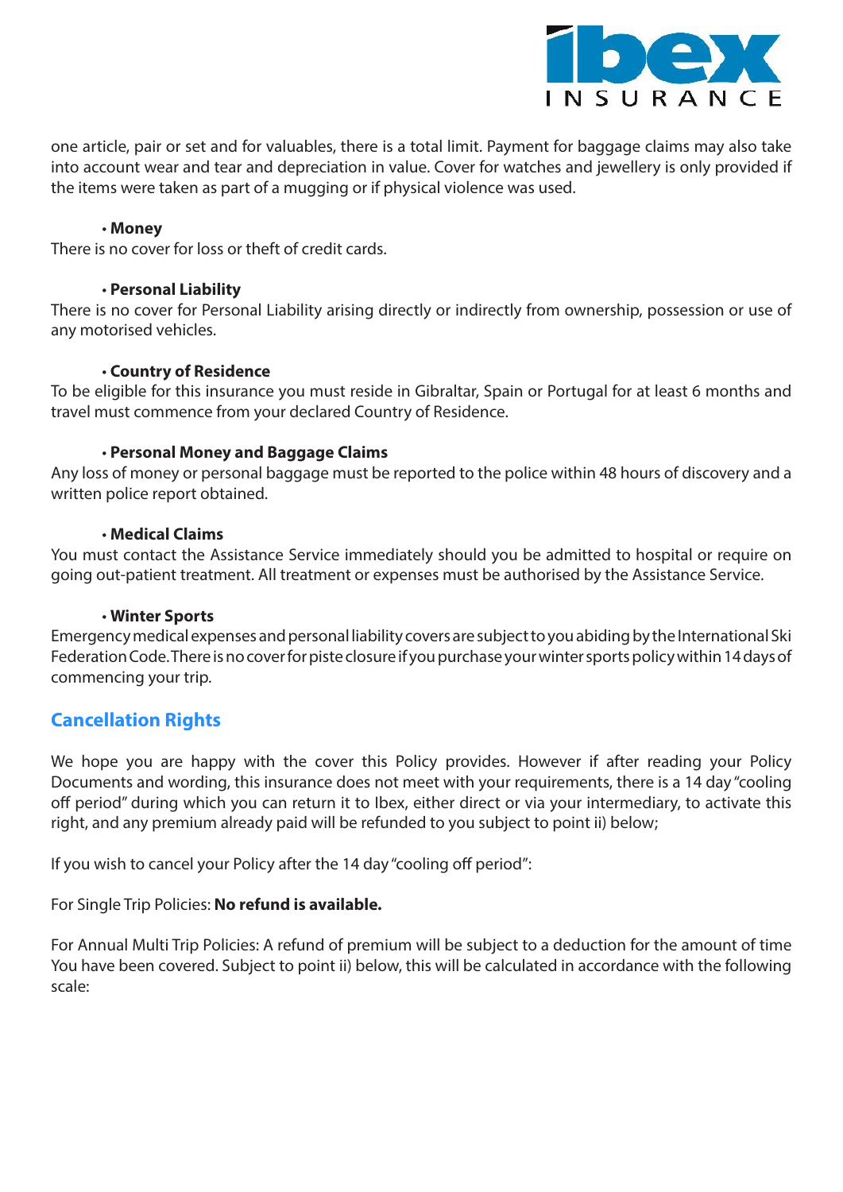one article, pair or set and for valuables, there is a total limit. Payment for baggage claims may also take into account wear and tear and depreciation in value. Cover for watches and jewellery is only provided if the items were taken as part of a mugging or if physical violence was used.

- **Money**

There is no cover for loss or theft of credit cards.

- **Personal Liability**

There is no cover for Personal Liability arising directly or indirectly from ownership, possession or use of any motorised vehicles.

- **Country of Residence**

To be eligible for this insurance you must reside in Gibraltar, Spain or Portugal for at least 6 months and travel must commence from your declared Country of Residence.

- **Personal Money and Baggage Claims**

Any loss of money or personal baggage must be reported to the police within 48 hours of discovery and a written police report obtained.

- **Medical Claims**

You must contact the Assistance Service immediately should you be admitted to hospital or require on going out-patient treatment. All treatment or expenses must be authorised by the Assistance Service.

- **Winter Sports**

Emergency medical expenses and personal liability covers are subject to you abiding by the International Ski Federation Code. There is no cover for piste closure if you purchase your winter sports policy within 14 days of commencing your trip.

## Cancellation Rights

We hope you are happy with the cover this Policy provides. However if after reading your Policy Documents and wording, this insurance does not meet with your requirements, there is a 14 day "cooling off period" during which you can return it to Ibex, either direct or via your intermediary, to activate this right, and any premium already paid will be refunded to you subject to point ii) below;

If you wish to cancel your Policy after the 14 day "cooling off period":

For Single Trip Policies: **No refund is available.**

For Annual Multi Trip Policies: A refund of premium will be subject to a deduction for the amount of time You have been covered. Subject to point ii) below, this will be calculated in accordance with the following scale: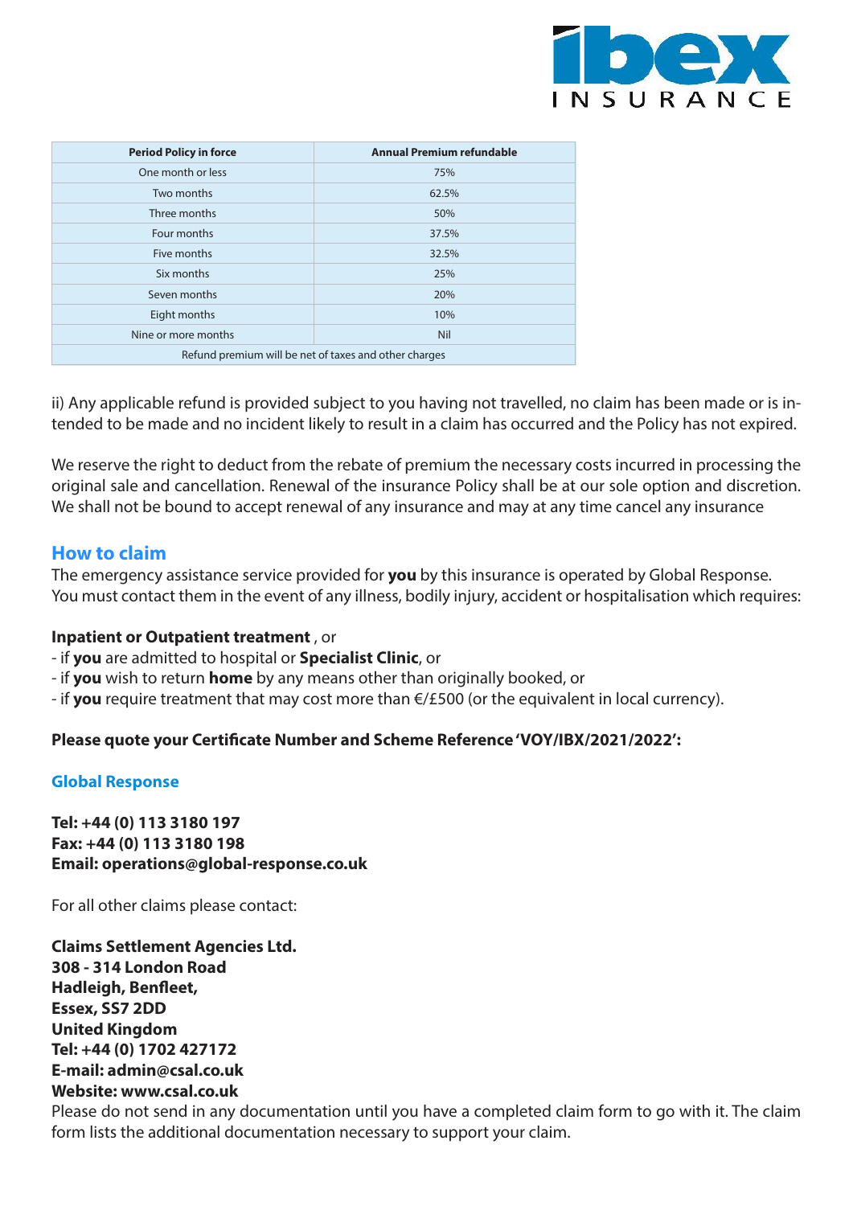| Period Policy in force | Annual Premium refundable |
|---|---|
| One month or less | 75% |
| Two months | 62.5% |
| Three months | 50% |
| Four months | 37.5% |
| Five months | 32.5% |
| Six months | 25% |
| Seven months | 20% |
| Eight months | 10% |
| Nine or more months | Nil |
| Refund premium will be net of taxes and other charges | |

ii) Any applicable refund is provided subject to you having not travelled, no claim has been made or is intended to be made and no incident likely to result in a claim has occurred and the Policy has not expired.

We reserve the right to deduct from the rebate of premium the necessary costs incurred in processing the original sale and cancellation. Renewal of the insurance Policy shall be at our sole option and discretion. We shall not be bound to accept renewal of any insurance and may at any time cancel any insurance

## How to claim

The emergency assistance service provided for **you** by this insurance is operated by Global Response. You must contact them in the event of any illness, bodily injury, accident or hospitalisation which requires:

**Inpatient or Outpatient treatment** , or
- if **you** are admitted to hospital or **Specialist Clinic**, or
- if **you** wish to return **home** by any means other than originally booked, or
- if **you** require treatment that may cost more than €/£500 (or the equivalent in local currency).

**Please quote your Certificate Number and Scheme Reference 'VOY/IBX/2021/2022':**

### Global Response

**Tel: +44 (0) 113 3180 197**
**Fax: +44 (0) 113 3180 198**
**Email: operations@global-response.co.uk**

For all other claims please contact:

**Claims Settlement Agencies Ltd.**
**308 - 314 London Road**
**Hadleigh, Benfleet,**
**Essex, SS7 2DD**
**United Kingdom**
**Tel: +44 (0) 1702 427172**
**E-mail: admin@csal.co.uk**
**Website: www.csal.co.uk**
Please do not send in any documentation until you have a completed claim form to go with it. The claim form lists the additional documentation necessary to support your claim.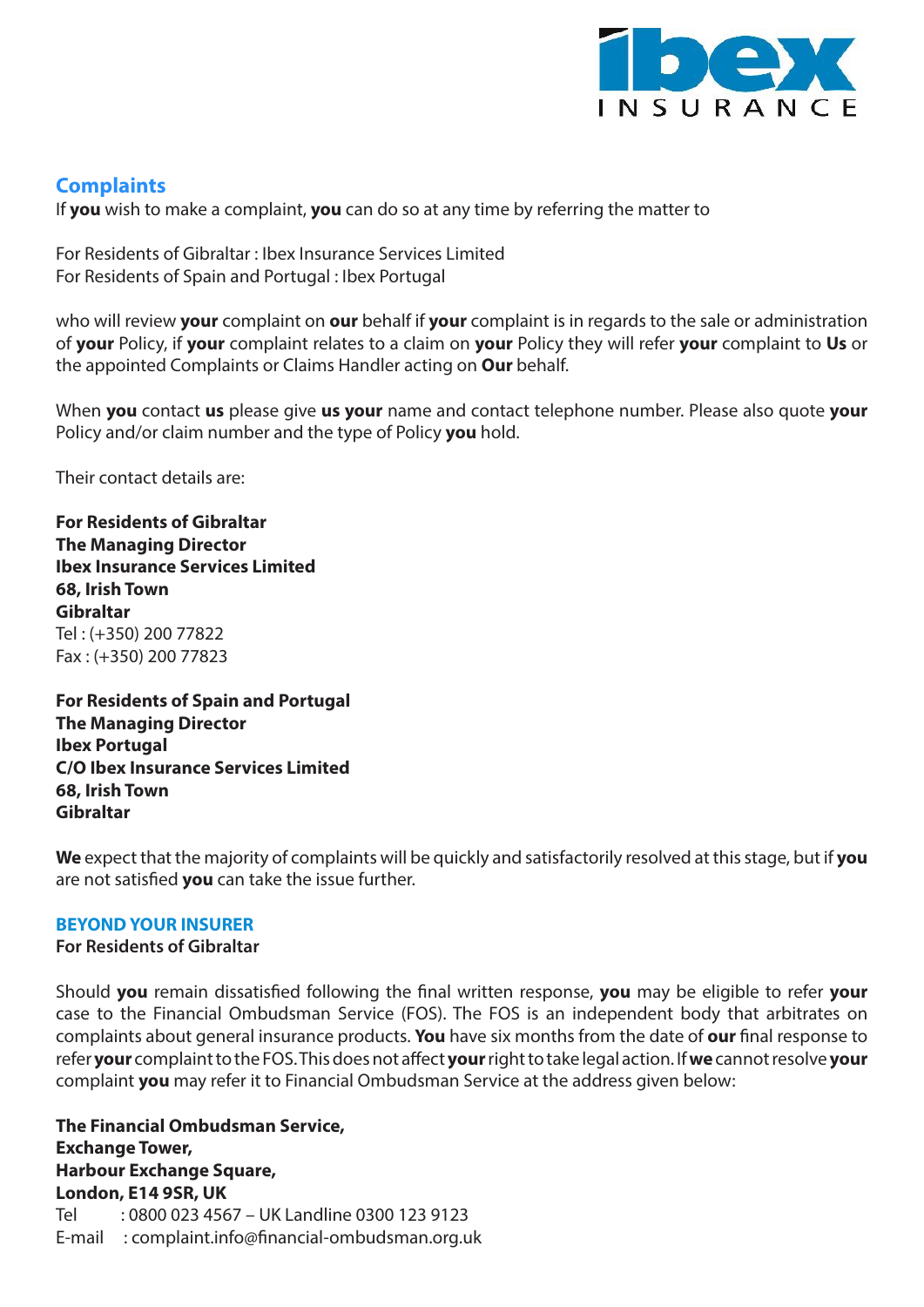## Complaints

If **you** wish to make a complaint, **you** can do so at any time by referring the matter to

For Residents of Gibraltar : Ibex Insurance Services Limited
For Residents of Spain and Portugal : Ibex Portugal

who will review **your** complaint on **our** behalf if **your** complaint is in regards to the sale or administration of **your** Policy, if **your** complaint relates to a claim on **your** Policy they will refer **your** complaint to **Us** or the appointed Complaints or Claims Handler acting on **Our** behalf.

When **you** contact **us** please give **us your** name and contact telephone number. Please also quote **your** Policy and/or claim number and the type of Policy **you** hold.

Their contact details are:

**For Residents of Gibraltar**
**The Managing Director**
**Ibex Insurance Services Limited**
**68, Irish Town**
**Gibraltar**
Tel : (+350) 200 77822
Fax : (+350) 200 77823

**For Residents of Spain and Portugal**
**The Managing Director**
**Ibex Portugal**
**C/O Ibex Insurance Services Limited**
**68, Irish Town**
**Gibraltar**

**We** expect that the majority of complaints will be quickly and satisfactorily resolved at this stage, but if **you** are not satisfied **you** can take the issue further.

### BEYOND YOUR INSURER

**For Residents of Gibraltar**

Should **you** remain dissatisfied following the final written response, **you** may be eligible to refer **your** case to the Financial Ombudsman Service (FOS). The FOS is an independent body that arbitrates on complaints about general insurance products. **You** have six months from the date of **our** final response to refer **your** complaint to the FOS. This does not affect **your** right to take legal action. If **we** cannot resolve **your** complaint **you** may refer it to Financial Ombudsman Service at the address given below:

**The Financial Ombudsman Service,**
**Exchange Tower,**
**Harbour Exchange Square,**
**London, E14 9SR, UK**
Tel : 0800 023 4567 – UK Landline 0300 123 9123
E-mail : complaint.info@financial-ombudsman.org.uk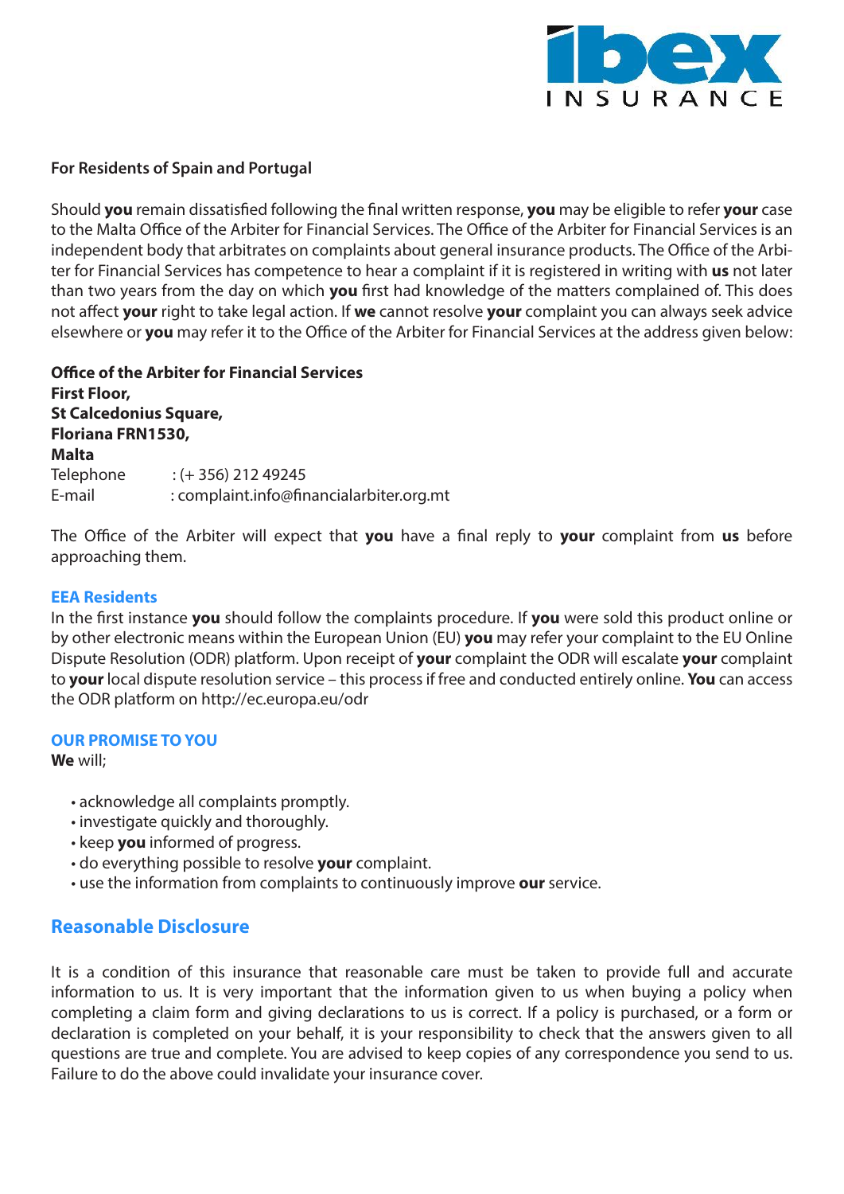**For Residents of Spain and Portugal**

Should **you** remain dissatisfied following the final written response, **you** may be eligible to refer **your** case to the Malta Office of the Arbiter for Financial Services. The Office of the Arbiter for Financial Services is an independent body that arbitrates on complaints about general insurance products. The Office of the Arbiter for Financial Services has competence to hear a complaint if it is registered in writing with **us** not later than two years from the day on which **you** first had knowledge of the matters complained of. This does not affect **your** right to take legal action. If **we** cannot resolve **your** complaint you can always seek advice elsewhere or **you** may refer it to the Office of the Arbiter for Financial Services at the address given below:

**Office of the Arbiter for Financial Services**
**First Floor,**
**St Calcedonius Square,**
**Floriana FRN1530,**
**Malta**
Telephone : (+ 356) 212 49245
E-mail : complaint.info@financialarbiter.org.mt

The Office of the Arbiter will expect that **you** have a final reply to **your** complaint from **us** before approaching them.

## EEA Residents

In the first instance **you** should follow the complaints procedure. If **you** were sold this product online or by other electronic means within the European Union (EU) **you** may refer your complaint to the EU Online Dispute Resolution (ODR) platform. Upon receipt of **your** complaint the ODR will escalate **your** complaint to **your** local dispute resolution service – this process if free and conducted entirely online. **You** can access the ODR platform on http://ec.europa.eu/odr

## OUR PROMISE TO YOU

**We** will;

- acknowledge all complaints promptly.
- investigate quickly and thoroughly.
- keep **you** informed of progress.
- do everything possible to resolve **your** complaint.
- use the information from complaints to continuously improve **our** service.

## Reasonable Disclosure

It is a condition of this insurance that reasonable care must be taken to provide full and accurate information to us. It is very important that the information given to us when buying a policy when completing a claim form and giving declarations to us is correct. If a policy is purchased, or a form or declaration is completed on your behalf, it is your responsibility to check that the answers given to all questions are true and complete. You are advised to keep copies of any correspondence you send to us. Failure to do the above could invalidate your insurance cover.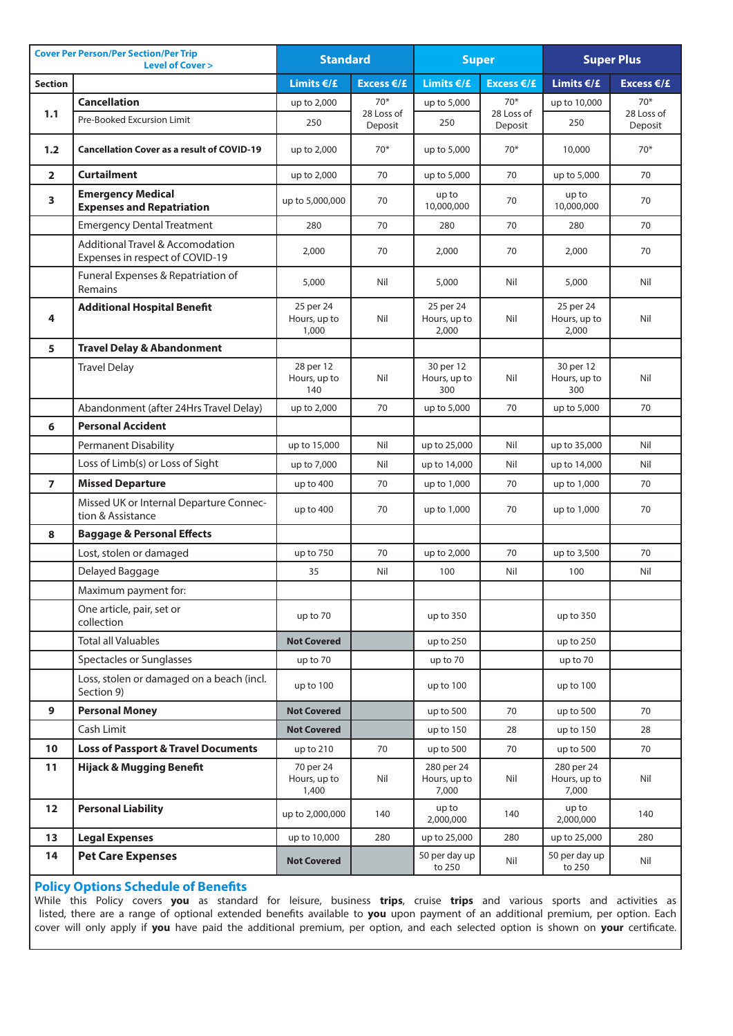| Cover Per Person/Per Section/Per Trip Level of Cover > | | Standard | | Super | | Super Plus | |
|---|---|---|---|---|---|---|---|
| Section | | Limits €/£ | Excess €/£ | Limits €/£ | Excess €/£ | Limits €/£ | Excess €/£ |
| 1.1 | **Cancellation** | up to 2,000 | 70* 28 Loss of Deposit | up to 5,000 | 70* 28 Loss of Deposit | up to 10,000 | 70* 28 Loss of Deposit |
| | Pre-Booked Excursion Limit | 250 | | 250 | | 250 | |
| 1.2 | **Cancellation Cover as a result of COVID-19** | up to 2,000 | 70* | up to 5,000 | 70* | 10,000 | 70* |
| 2 | **Curtailment** | up to 2,000 | 70 | up to 5,000 | 70 | up to 5,000 | 70 |
| 3 | **Emergency Medical Expenses and Repatriation** | up to 5,000,000 | 70 | up to 10,000,000 | 70 | up to 10,000,000 | 70 |
| | Emergency Dental Treatment | 280 | 70 | 280 | 70 | 280 | 70 |
| | Additional Travel & Accomodation Expenses in respect of COVID-19 | 2,000 | 70 | 2,000 | 70 | 2,000 | 70 |
| | Funeral Expenses & Repatriation of Remains | 5,000 | Nil | 5,000 | Nil | 5,000 | Nil |
| 4 | **Additional Hospital Benefit** | 25 per 24 Hours, up to 1,000 | Nil | 25 per 24 Hours, up to 2,000 | Nil | 25 per 24 Hours, up to 2,000 | Nil |
| 5 | **Travel Delay & Abandonment** | | | | | | |
| | Travel Delay | 28 per 12 Hours, up to 140 | Nil | 30 per 12 Hours, up to 300 | Nil | 30 per 12 Hours, up to 300 | Nil |
| | Abandonment (after 24Hrs Travel Delay) | up to 2,000 | 70 | up to 5,000 | 70 | up to 5,000 | 70 |
| 6 | **Personal Accident** | | | | | | |
| | Permanent Disability | up to 15,000 | Nil | up to 25,000 | Nil | up to 35,000 | Nil |
| | Loss of Limb(s) or Loss of Sight | up to 7,000 | Nil | up to 14,000 | Nil | up to 14,000 | Nil |
| 7 | **Missed Departure** | up to 400 | 70 | up to 1,000 | 70 | up to 1,000 | 70 |
| | Missed UK or Internal Departure Connection & Assistance | up to 400 | 70 | up to 1,000 | 70 | up to 1,000 | 70 |
| 8 | **Baggage & Personal Effects** | | | | | | |
| | Lost, stolen or damaged | up to 750 | 70 | up to 2,000 | 70 | up to 3,500 | 70 |
| | Delayed Baggage | 35 | Nil | 100 | Nil | 100 | Nil |
| | Maximum payment for: | | | | | | |
| | One article, pair, set or collection | up to 70 | | up to 350 | | up to 350 | |
| | Total all Valuables | **Not Covered** | | up to 250 | | up to 250 | |
| | Spectacles or Sunglasses | up to 70 | | up to 70 | | up to 70 | |
| | Loss, stolen or damaged on a beach (incl. Section 9) | up to 100 | | up to 100 | | up to 100 | |
| 9 | **Personal Money** | **Not Covered** | | up to 500 | 70 | up to 500 | 70 |
| | Cash Limit | **Not Covered** | | up to 150 | 28 | up to 150 | 28 |
| 10 | **Loss of Passport & Travel Documents** | up to 210 | 70 | up to 500 | 70 | up to 500 | 70 |
| 11 | **Hijack & Mugging Benefit** | 70 per 24 Hours, up to 1,400 | Nil | 280 per 24 Hours, up to 7,000 | Nil | 280 per 24 Hours, up to 7,000 | Nil |
| 12 | **Personal Liability** | up to 2,000,000 | 140 | up to 2,000,000 | 140 | up to 2,000,000 | 140 |
| 13 | **Legal Expenses** | up to 10,000 | 280 | up to 25,000 | 280 | up to 25,000 | 280 |
| 14 | **Pet Care Expenses** | **Not Covered** | | 50 per day up to 250 | Nil | 50 per day up to 250 | Nil |

## Policy Options Schedule of Benefits

While this Policy covers **you** as standard for leisure, business **trips**, cruise **trips** and various sports and activities as listed, there are a range of optional extended benefits available to **you** upon payment of an additional premium, per option. Each cover will only apply if **you** have paid the additional premium, per option, and each selected option is shown on **your** certificate.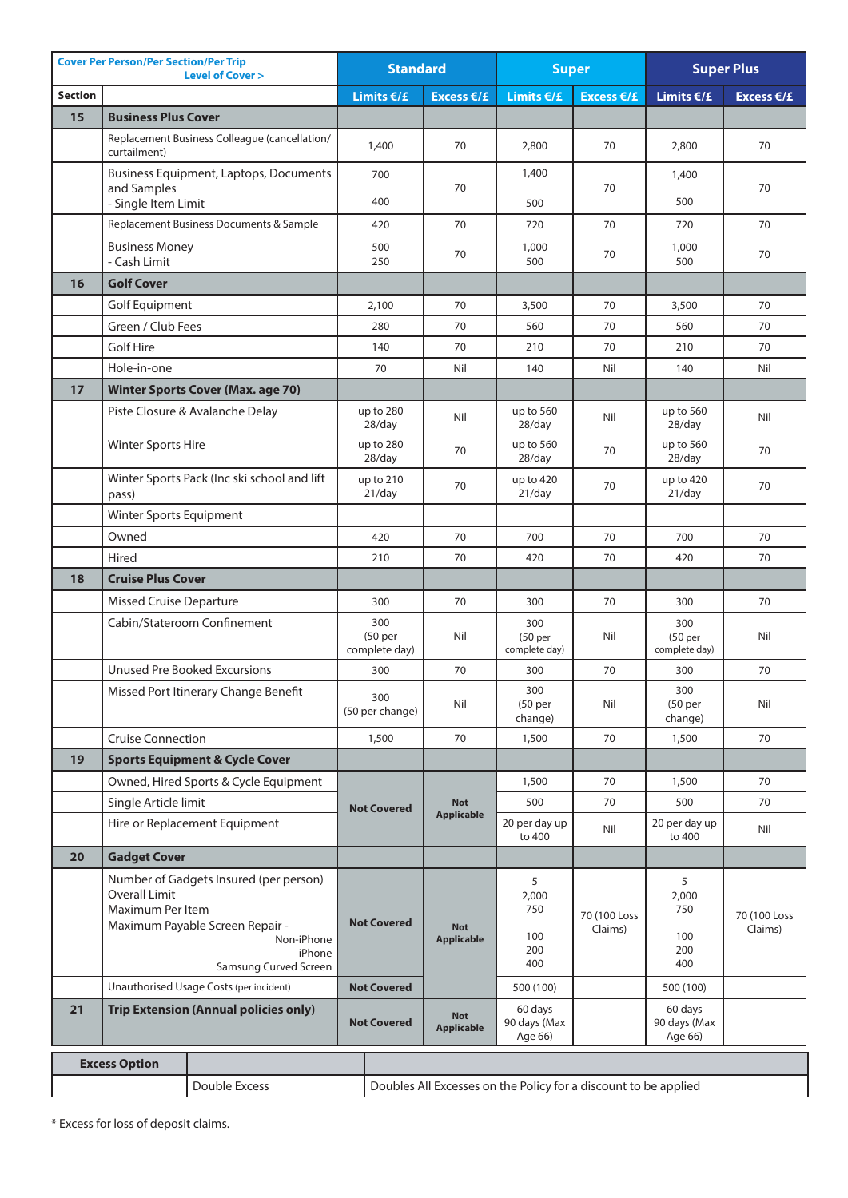| Section | Cover Per Person/Per Section/Per Trip Level of Cover > | Standard | | Super | | Super Plus | |
|---|---|---|---|---|---|---|---|
| | | Limits €/£ | Excess €/£ | Limits €/£ | Excess €/£ | Limits €/£ | Excess €/£ |
| **15** | **Business Plus Cover** | | | | | | |
| | Replacement Business Colleague (cancellation/ curtailment) | 1,400 | 70 | 2,800 | 70 | 2,800 | 70 |
| | Business Equipment, Laptops, Documents and Samples - Single Item Limit | 700  400 | 70 | 1,400 500 | 70 | 1,400 500 | 70 |
| | Replacement Business Documents & Sample | 420 | 70 | 720 | 70 | 720 | 70 |
| | Business Money - Cash Limit | 500 250 | 70 | 1,000 500 | 70 | 1,000 500 | 70 |
| **16** | **Golf Cover** | | | | | | |
| | Golf Equipment | 2,100 | 70 | 3,500 | 70 | 3,500 | 70 |
| | Green / Club Fees | 280 | 70 | 560 | 70 | 560 | 70 |
| | Golf Hire | 140 | 70 | 210 | 70 | 210 | 70 |
| | Hole-in-one | 70 | Nil | 140 | Nil | 140 | Nil |
| **17** | **Winter Sports Cover (Max. age 70)** | | | | | | |
| | Piste Closure & Avalanche Delay | up to 280 28/day | Nil | up to 560 28/day | Nil | up to 560 28/day | Nil |
| | Winter Sports Hire | up to 280 28/day | 70 | up to 560 28/day | 70 | up to 560 28/day | 70 |
| | Winter Sports Pack (Inc ski school and lift pass) | up to 210 21/day | 70 | up to 420 21/day | 70 | up to 420 21/day | 70 |
| | Winter Sports Equipment | | | | | | |
| | Owned | 420 | 70 | 700 | 70 | 700 | 70 |
| | Hired | 210 | 70 | 420 | 70 | 420 | 70 |
| **18** | **Cruise Plus Cover** | | | | | | |
| | Missed Cruise Departure | 300 | 70 | 300 | 70 | 300 | 70 |
| | Cabin/Stateroom Confinement | 300 (50 per complete day) | Nil | 300 (50 per complete day) | Nil | 300 (50 per complete day) | Nil |
| | Unused Pre Booked Excursions | 300 | 70 | 300 | 70 | 300 | 70 |
| | Missed Port Itinerary Change Benefit | 300 (50 per change) | Nil | 300 (50 per change) | Nil | 300 (50 per change) | Nil |
| | Cruise Connection | 1,500 | 70 | 1,500 | 70 | 1,500 | 70 |
| **19** | **Sports Equipment & Cycle Cover** | | | | | | |
| | Owned, Hired Sports & Cycle Equipment | Not Covered | Not Applicable | 1,500 | 70 | 1,500 | 70 |
| | Single Article limit | | | 500 | 70 | 500 | 70 |
| | Hire or Replacement Equipment | | | 20 per day up to 400 | Nil | 20 per day up to 400 | Nil |
| **20** | **Gadget Cover** | | | | | | |
| | Number of Gadgets Insured (per person) Overall Limit Maximum Per Item Maximum Payable Screen Repair - Non-iPhone iPhone Samsung Curved Screen | Not Covered | Not Applicable | 5 2,000 750 100 200 400 | 70 (100 Loss Claims) | 5 2,000 750 100 200 400 | 70 (100 Loss Claims) |
| | Unauthorised Usage Costs (per incident) | Not Covered | | 500 (100) | | 500 (100) | |
| **21** | **Trip Extension (Annual policies only)** | Not Covered | Not Applicable | 60 days 90 days (Max Age 66) | | 60 days 90 days (Max Age 66) | |

| Excess Option | | |
|---|---|---|
| | Double Excess | Doubles All Excesses on the Policy for a discount to be applied |

* Excess for loss of deposit claims.